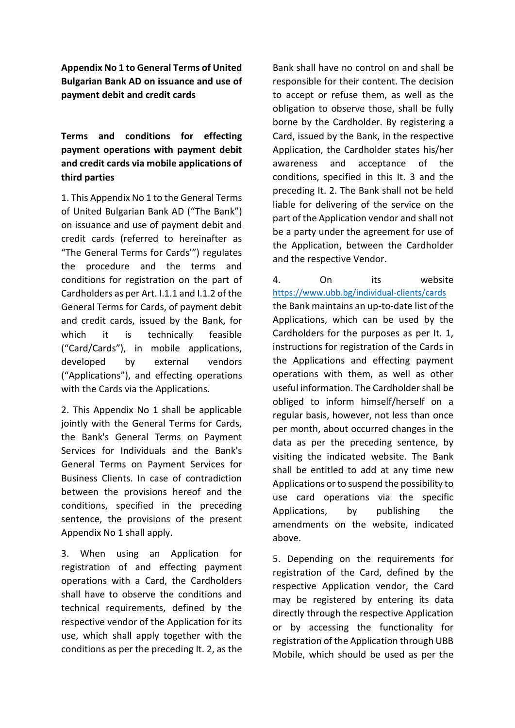**Appendix No 1 to General Terms of United Bulgarian Bank AD on issuance and use of payment debit and credit cards**

**Terms and conditions for effecting payment operations with payment debit and credit cards via mobile applications of third parties**

1. This Appendix No 1 to the General Terms of United Bulgarian Bank AD ("The Bank") on issuance and use of payment debit and credit cards (referred to hereinafter as "The General Terms for Cards'") regulates the procedure and the terms and conditions for registration on the part of Cardholders as per Art. I.1.1 and I.1.2 of the General Terms for Cards, of payment debit and credit cards, issued by the Bank, for which it is technically feasible ("Card/Cards"), in mobile applications, developed by external vendors ("Applications"), and effecting operations with the Cards via the Applications.

2. This Appendix No 1 shall be applicable jointly with the General Terms for Cards, the Bank's General Terms on Payment Services for Individuals and the Bank's General Terms on Payment Services for Business Clients. In case of contradiction between the provisions hereof and the conditions, specified in the preceding sentence, the provisions of the present Appendix No 1 shall apply.

3. When using an Application for registration of and effecting payment operations with a Card, the Cardholders shall have to observe the conditions and technical requirements, defined by the respective vendor of the Application for its use, which shall apply together with the conditions as per the preceding It. 2, as the Bank shall have no control on and shall be responsible for their content. The decision to accept or refuse them, as well as the obligation to observe those, shall be fully borne by the Cardholder. By registering a Card, issued by the Bank, in the respective Application, the Cardholder states his/her awareness and acceptance of the conditions, specified in this It. 3 and the preceding It. 2. The Bank shall not be held liable for delivering of the service on the part of the Application vendor and shall not be a party under the agreement for use of the Application, between the Cardholder and the respective Vendor.

4. On its website https://www.ubb.bg/individual-clients/cards the Bank maintains an up-to-date list of the Applications, which can be used by the Cardholders for the purposes as per It. 1, instructions for registration of the Cards in the Applications and effecting payment operations with them, as well as other useful information. The Cardholder shall be obliged to inform himself/herself on a regular basis, however, not less than once per month, about occurred changes in the data as per the preceding sentence, by visiting the indicated website. The Bank shall be entitled to add at any time new Applications or to suspend the possibility to use card operations via the specific Applications, by publishing the amendments on the website, indicated above.

5. Depending on the requirements for registration of the Card, defined by the respective Application vendor, the Card may be registered by entering its data directly through the respective Application or by accessing the functionality for registration of the Application through UBB Mobile, which should be used as per the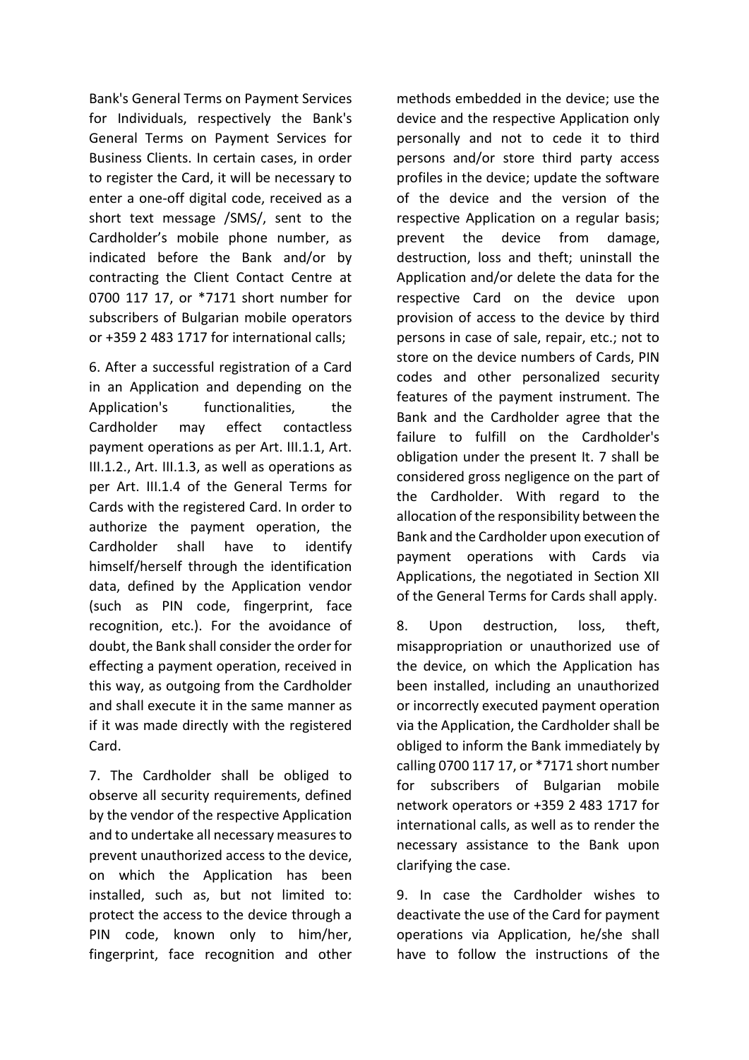Bank's General Terms on Payment Services for Individuals, respectively the Bank's General Terms on Payment Services for Business Clients. In certain cases, in order to register the Card, it will be necessary to enter a one-off digital code, received as a short text message /SMS/, sent to the Cardholder's mobile phone number, as indicated before the Bank and/or by contracting the Client Contact Centre at 0700 117 17, or *7171 short number for subscribers of Bulgarian mobile operators or +359 2 483 1717 for international calls;

6. After a successful registration of a Card in an Application and depending on the Application's functionalities, the Cardholder may effect contactless payment operations as per Art. III.1.1, Art. III.1.2., Art. III.1.3, as well as operations as per Art. III.1.4 of the General Terms for Cards with the registered Card. In order to authorize the payment operation, the Cardholder shall have to identify himself/herself through the identification data, defined by the Application vendor (such as PIN code, fingerprint, face recognition, etc.). For the avoidance of doubt, the Bank shall consider the order for effecting a payment operation, received in this way, as outgoing from the Cardholder and shall execute it in the same manner as if it was made directly with the registered Card.

7. The Cardholder shall be obliged to observe all security requirements, defined by the vendor of the respective Application and to undertake all necessary measures to prevent unauthorized access to the device, on which the Application has been installed, such as, but not limited to: protect the access to the device through a PIN code, known only to him/her, fingerprint, face recognition and other methods embedded in the device; use the device and the respective Application only personally and not to cede it to third persons and/or store third party access profiles in the device; update the software of the device and the version of the respective Application on a regular basis; prevent the device from damage, destruction, loss and theft; uninstall the Application and/or delete the data for the respective Card on the device upon provision of access to the device by third persons in case of sale, repair, etc.; not to store on the device numbers of Cards, PIN codes and other personalized security features of the payment instrument. The Bank and the Cardholder agree that the failure to fulfill on the Cardholder's obligation under the present It. 7 shall be considered gross negligence on the part of the Cardholder. With regard to the allocation of the responsibility between the Bank and the Cardholder upon execution of payment operations with Cards via Applications, the negotiated in Section XII of the General Terms for Cards shall apply.

8. Upon destruction, loss, theft, misappropriation or unauthorized use of the device, on which the Application has been installed, including an unauthorized or incorrectly executed payment operation via the Application, the Cardholder shall be obliged to inform the Bank immediately by calling 0700 117 17, or *7171 short number for subscribers of Bulgarian mobile network operators or +359 2 483 1717 for international calls, as well as to render the necessary assistance to the Bank upon clarifying the case.

9. In case the Cardholder wishes to deactivate the use of the Card for payment operations via Application, he/she shall have to follow the instructions of the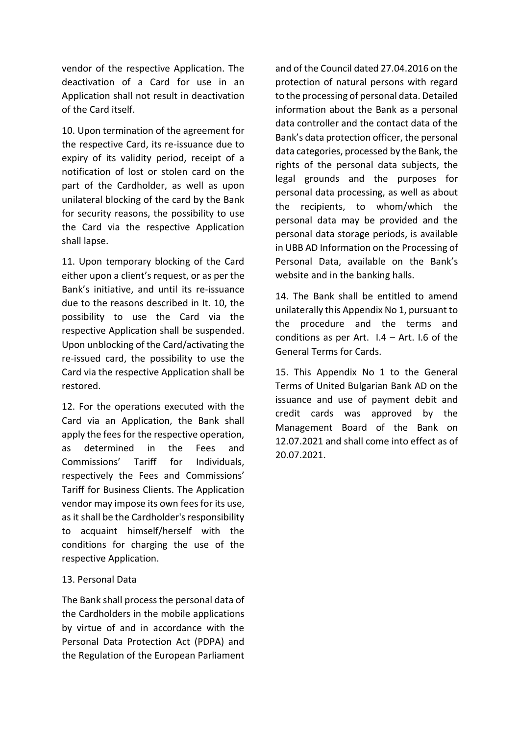vendor of the respective Application. The deactivation of a Card for use in an Application shall not result in deactivation of the Card itself.

10. Upon termination of the agreement for the respective Card, its re-issuance due to expiry of its validity period, receipt of a notification of lost or stolen card on the part of the Cardholder, as well as upon unilateral blocking of the card by the Bank for security reasons, the possibility to use the Card via the respective Application shall lapse.

11. Upon temporary blocking of the Card either upon a client's request, or as per the Bank's initiative, and until its re-issuance due to the reasons described in It. 10, the possibility to use the Card via the respective Application shall be suspended. Upon unblocking of the Card/activating the re-issued card, the possibility to use the Card via the respective Application shall be restored.

12. For the operations executed with the Card via an Application, the Bank shall apply the fees for the respective operation, as determined in the Fees and Commissions' Tariff for Individuals, respectively the Fees and Commissions' Tariff for Business Clients. The Application vendor may impose its own fees for its use, as it shall be the Cardholder's responsibility to acquaint himself/herself with the conditions for charging the use of the respective Application.

13. Personal Data

The Bank shall process the personal data of the Cardholders in the mobile applications by virtue of and in accordance with the Personal Data Protection Act (PDPA) and the Regulation of the European Parliament and of the Council dated 27.04.2016 on the protection of natural persons with regard to the processing of personal data. Detailed information about the Bank as a personal data controller and the contact data of the Bank's data protection officer, the personal data categories, processed by the Bank, the rights of the personal data subjects, the legal grounds and the purposes for personal data processing, as well as about the recipients, to whom/which the personal data may be provided and the personal data storage periods, is available in UBB AD Information on the Processing of Personal Data, available on the Bank's website and in the banking halls.

14. The Bank shall be entitled to amend unilaterally this Appendix No 1, pursuant to the procedure and the terms and conditions as per Art. I.4 – Art. I.6 of the General Terms for Cards.

15. This Appendix No 1 to the General Terms of United Bulgarian Bank AD on the issuance and use of payment debit and credit cards was approved by the Management Board of the Bank on 12.07.2021 and shall come into effect as of 20.07.2021.